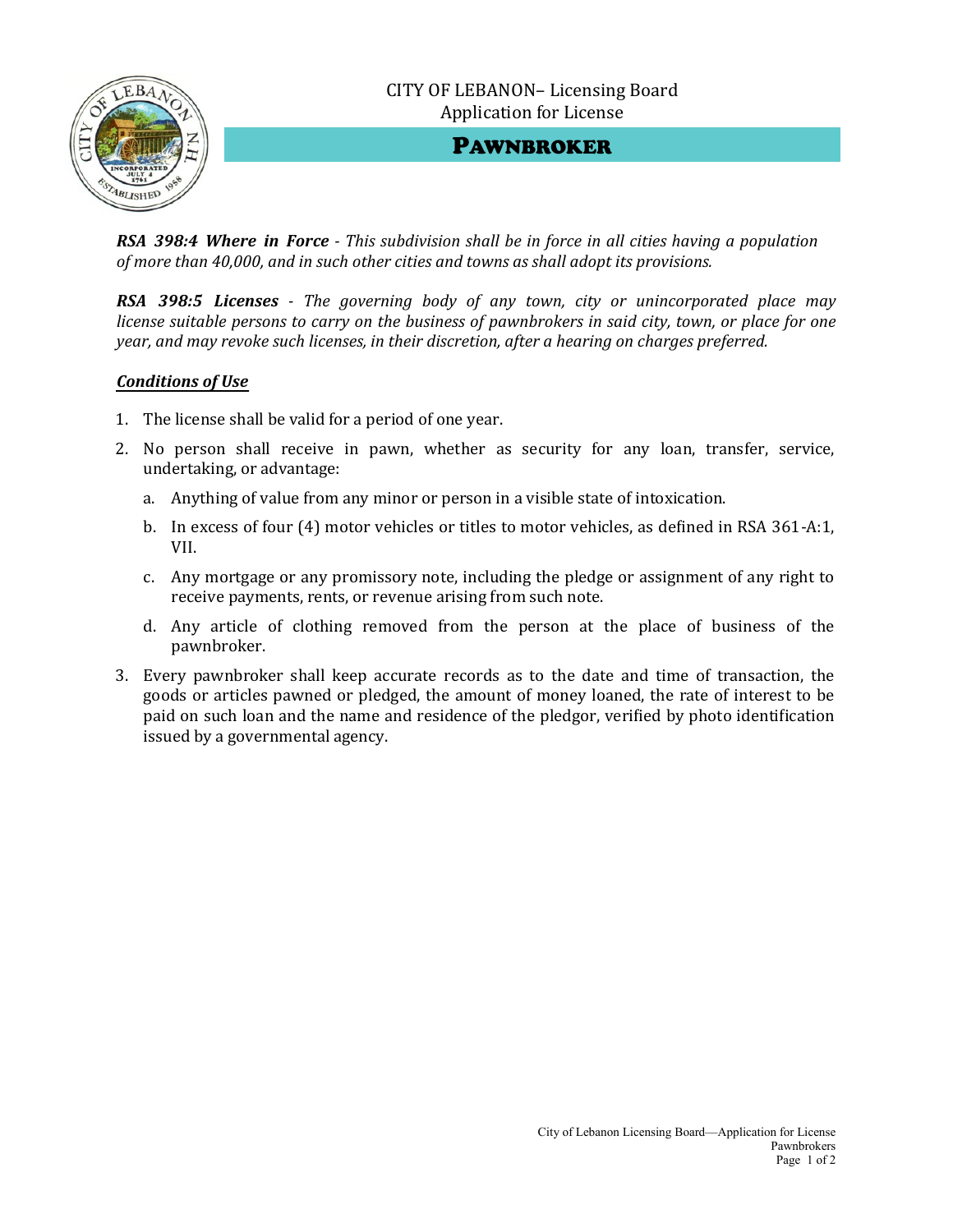CITY OF LEBANON– Licensing Board
Application for License

# PAWNBROKER

***RSA 398:4 Where in Force*** *- This subdivision shall be in force in all cities having a population of more than 40,000, and in such other cities and towns as shall adopt its provisions.*

***RSA 398:5 Licenses*** *- The governing body of any town, city or unincorporated place may license suitable persons to carry on the business of pawnbrokers in said city, town, or place for one year, and may revoke such licenses, in their discretion, after a hearing on charges preferred.*

***Conditions of Use***

1. The license shall be valid for a period of one year.
2. No person shall receive in pawn, whether as security for any loan, transfer, service, undertaking, or advantage:
   a. Anything of value from any minor or person in a visible state of intoxication.
   b. In excess of four (4) motor vehicles or titles to motor vehicles, as defined in RSA 361-A:1, VII.
   c. Any mortgage or any promissory note, including the pledge or assignment of any right to receive payments, rents, or revenue arising from such note.
   d. Any article of clothing removed from the person at the place of business of the pawnbroker.
3. Every pawnbroker shall keep accurate records as to the date and time of transaction, the goods or articles pawned or pledged, the amount of money loaned, the rate of interest to be paid on such loan and the name and residence of the pledgor, verified by photo identification issued by a governmental agency.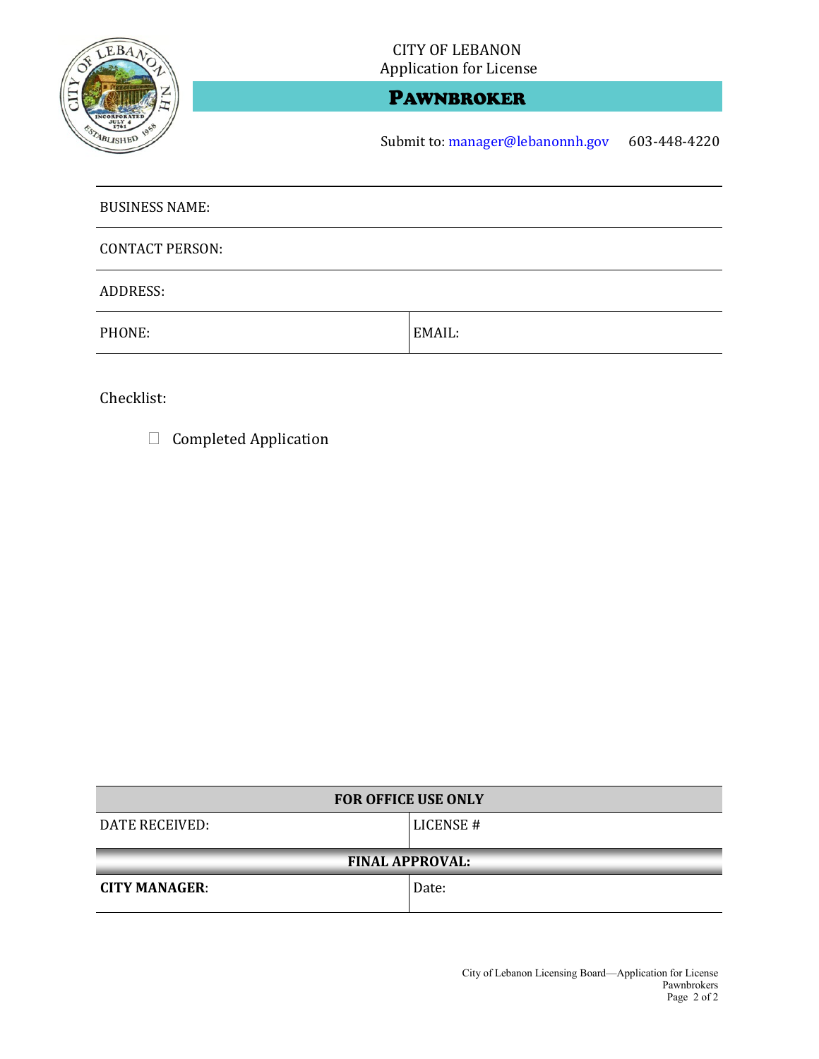CITY OF LEBANON
Application for License

# PAWNBROKER

Submit to: manager@lebanonnh.gov 603-448-4220

| | |
|---|---|
| BUSINESS NAME: | |
| CONTACT PERSON: | |
| ADDRESS: | |
| PHONE: | EMAIL: |

Checklist:

- ☐ Completed Application

| FOR OFFICE USE ONLY | |
|---|---|
| DATE RECEIVED: | LICENSE # |
| **FINAL APPROVAL:** | |
| **CITY MANAGER**: | Date: |